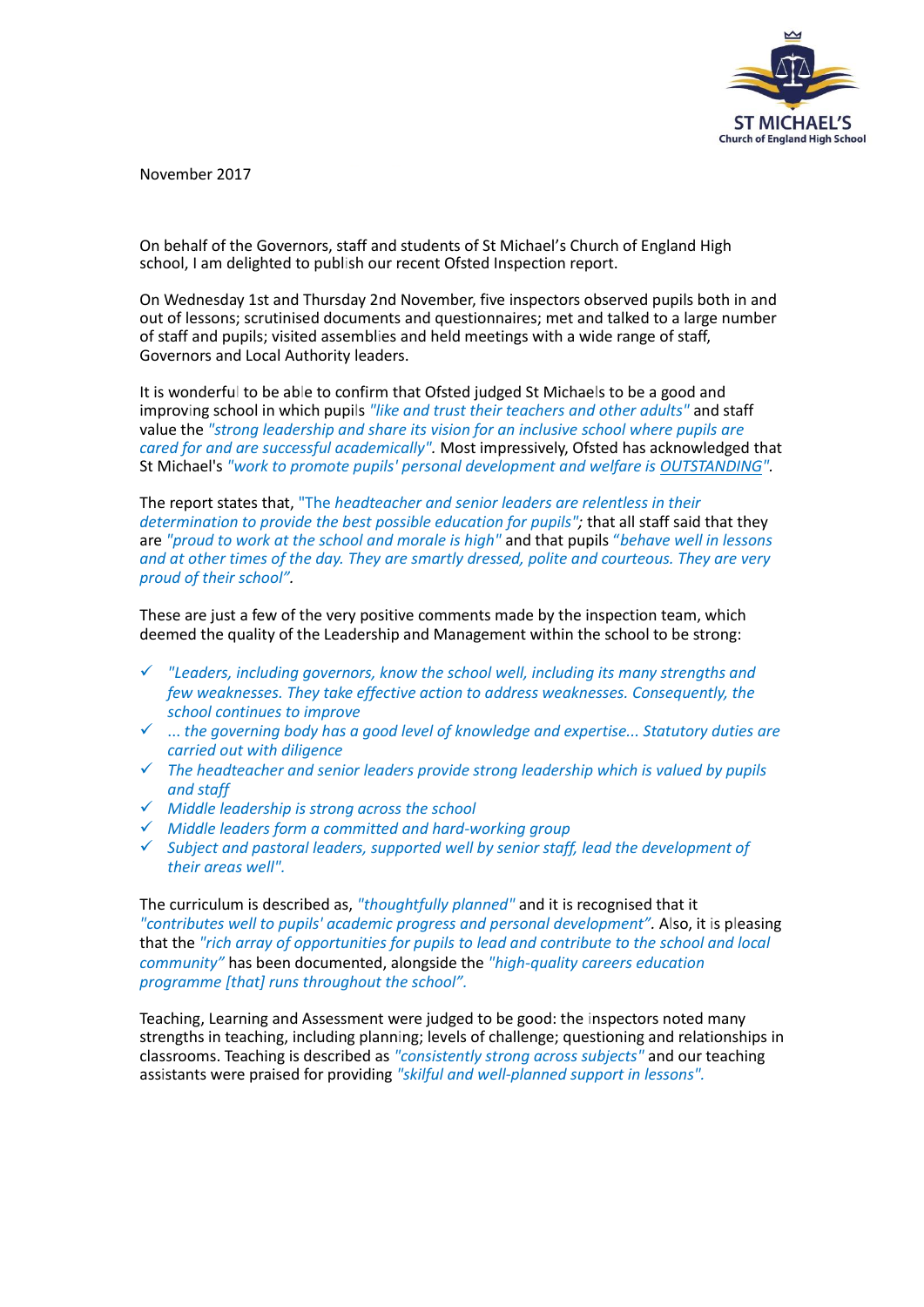ST MICHAEL'S
Church of England High School

November 2017

On behalf of the Governors, staff and students of St Michael's Church of England High school, I am delighted to publish our recent Ofsted Inspection report.

On Wednesday 1st and Thursday 2nd November, five inspectors observed pupils both in and out of lessons; scrutinised documents and questionnaires; met and talked to a large number of staff and pupils; visited assemblies and held meetings with a wide range of staff, Governors and Local Authority leaders.

It is wonderful to be able to confirm that Ofsted judged St Michaels to be a good and improving school in which pupils *"like and trust their teachers and other adults"* and staff value the *"strong leadership and share its vision for an inclusive school where pupils are cared for and are successful academically".* Most impressively, Ofsted has acknowledged that St Michael's *"work to promote pupils' personal development and welfare is OUTSTANDING".*

The report states that, "The *headteacher and senior leaders are relentless in their determination to provide the best possible education for pupils";* that all staff said that they are *"proud to work at the school and morale is high"* and that pupils *"behave well in lessons and at other times of the day. They are smartly dressed, polite and courteous. They are very proud of their school".*

These are just a few of the very positive comments made by the inspection team, which deemed the quality of the Leadership and Management within the school to be strong:

- ✓ *"Leaders, including governors, know the school well, including its many strengths and few weaknesses. They take effective action to address weaknesses. Consequently, the school continues to improve*
- ✓ *... the governing body has a good level of knowledge and expertise... Statutory duties are carried out with diligence*
- ✓ *The headteacher and senior leaders provide strong leadership which is valued by pupils and staff*
- ✓ *Middle leadership is strong across the school*
- ✓ *Middle leaders form a committed and hard-working group*
- ✓ *Subject and pastoral leaders, supported well by senior staff, lead the development of their areas well".*

The curriculum is described as, *"thoughtfully planned"* and it is recognised that it *"contributes well to pupils' academic progress and personal development".* Also, it is pleasing that the *"rich array of opportunities for pupils to lead and contribute to the school and local community"* has been documented, alongside the *"high-quality careers education programme [that] runs throughout the school".*

Teaching, Learning and Assessment were judged to be good: the inspectors noted many strengths in teaching, including planning; levels of challenge; questioning and relationships in classrooms. Teaching is described as *"consistently strong across subjects"* and our teaching assistants were praised for providing *"skilful and well-planned support in lessons".*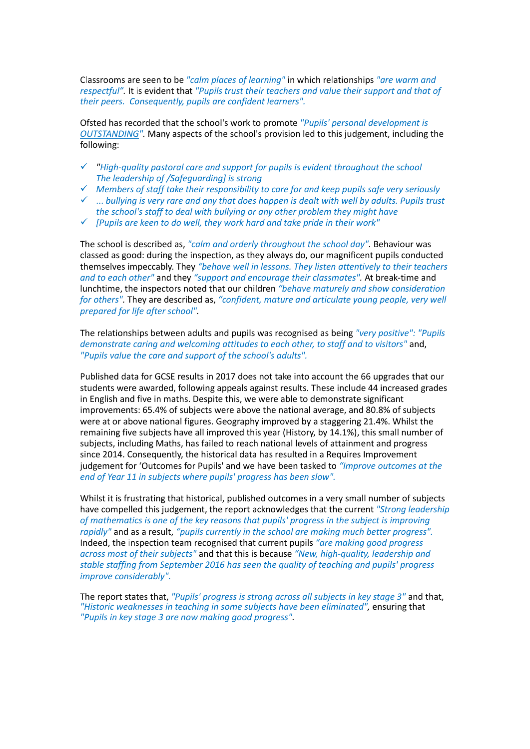Classrooms are seen to be *"calm places of learning"* in which relationships *"are warm and respectful"*. It is evident that *"Pupils trust their teachers and value their support and that of their peers. Consequently, pupils are confident learners".*

Ofsted has recorded that the school's work to promote *"Pupils' personal development is OUTSTANDING".* Many aspects of the school's provision led to this judgement, including the following:

- ✓ *"High-quality pastoral care and support for pupils is evident throughout the school The leadership of /Safeguarding] is strong*
- ✓ *Members of staff take their responsibility to care for and keep pupils safe very seriously*
- ✓ *... bullying is very rare and any that does happen is dealt with well by adults. Pupils trust the school's staff to deal with bullying or any other problem they might have*
- ✓ *[Pupils are keen to do well, they work hard and take pride in their work"*

The school is described as, *"calm and orderly throughout the school day".* Behaviour was classed as good: during the inspection, as they always do, our magnificent pupils conducted themselves impeccably. They *"behave well in lessons. They listen attentively to their teachers and to each other"* and they *"support and encourage their classmates".* At break-time and lunchtime, the inspectors noted that our children *"behave maturely and show consideration for others".* They are described as, *"confident, mature and articulate young people, very well prepared for life after school".*

The relationships between adults and pupils was recognised as being *"very positive": "Pupils demonstrate caring and welcoming attitudes to each other, to staff and to visitors"* and, *"Pupils value the care and support of the school's adults".*

Published data for GCSE results in 2017 does not take into account the 66 upgrades that our students were awarded, following appeals against results. These include 44 increased grades in English and five in maths. Despite this, we were able to demonstrate significant improvements: 65.4% of subjects were above the national average, and 80.8% of subjects were at or above national figures. Geography improved by a staggering 21.4%. Whilst the remaining five subjects have all improved this year (History, by 14.1%), this small number of subjects, including Maths, has failed to reach national levels of attainment and progress since 2014. Consequently, the historical data has resulted in a Requires Improvement judgement for 'Outcomes for Pupils' and we have been tasked to *"Improve outcomes at the end of Year 11 in subjects where pupils' progress has been slow".*

Whilst it is frustrating that historical, published outcomes in a very small number of subjects have compelled this judgement, the report acknowledges that the current *"Strong leadership of mathematics is one of the key reasons that pupils' progress in the subject is improving rapidly"* and as a result, *"pupils currently in the school are making much better progress".* Indeed, the inspection team recognised that current pupils *"are making good progress across most of their subjects"* and that this is because *"New, high-quality, leadership and stable staffing from September 2016 has seen the quality of teaching and pupils' progress improve considerably".*

The report states that, *"Pupils' progress is strong across all subjects in key stage 3"* and that, *"Historic weaknesses in teaching in some subjects have been eliminated",* ensuring that *"Pupils in key stage 3 are now making good progress".*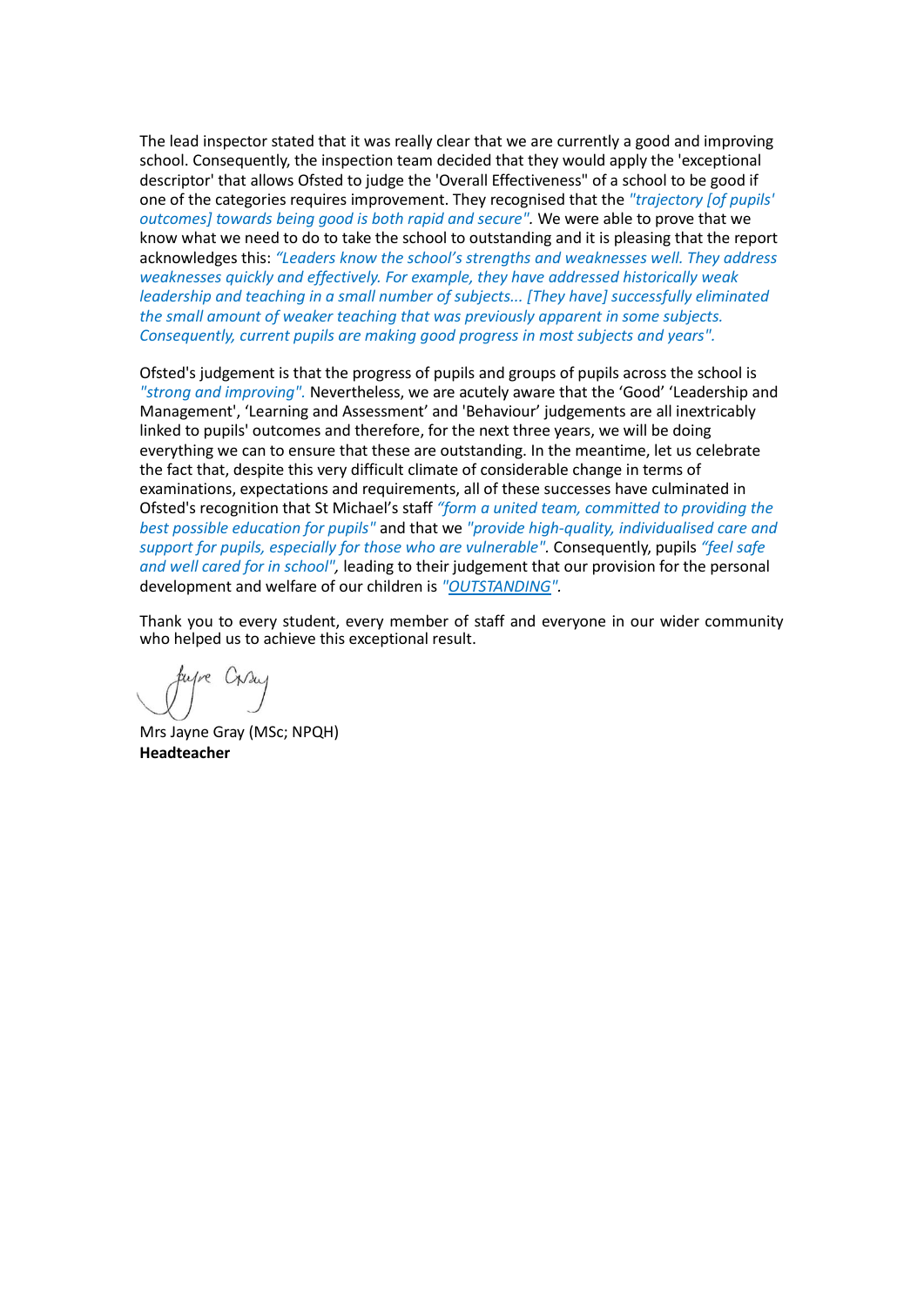The lead inspector stated that it was really clear that we are currently a good and improving school. Consequently, the inspection team decided that they would apply the 'exceptional descriptor' that allows Ofsted to judge the 'Overall Effectiveness" of a school to be good if one of the categories requires improvement. They recognised that the *"trajectory [of pupils' outcomes] towards being good is both rapid and secure".* We were able to prove that we know what we need to do to take the school to outstanding and it is pleasing that the report acknowledges this: *"Leaders know the school's strengths and weaknesses well. They address weaknesses quickly and effectively. For example, they have addressed historically weak leadership and teaching in a small number of subjects... [They have] successfully eliminated the small amount of weaker teaching that was previously apparent in some subjects. Consequently, current pupils are making good progress in most subjects and years".*

Ofsted's judgement is that the progress of pupils and groups of pupils across the school is *"strong and improving".* Nevertheless, we are acutely aware that the 'Good' 'Leadership and Management', 'Learning and Assessment' and 'Behaviour' judgements are all inextricably linked to pupils' outcomes and therefore, for the next three years, we will be doing everything we can to ensure that these are outstanding. In the meantime, let us celebrate the fact that, despite this very difficult climate of considerable change in terms of examinations, expectations and requirements, all of these successes have culminated in Ofsted's recognition that St Michael's staff *"form a united team, committed to providing the best possible education for pupils"* and that we *"provide high-quality, individualised care and support for pupils, especially for those who are vulnerable".* Consequently, pupils *"feel safe and well cared for in school",* leading to their judgement that our provision for the personal development and welfare of our children is *"OUTSTANDING".*

Thank you to every student, every member of staff and everyone in our wider community who helped us to achieve this exceptional result.

Mrs Jayne Gray (MSc; NPQH)
**Headteacher**